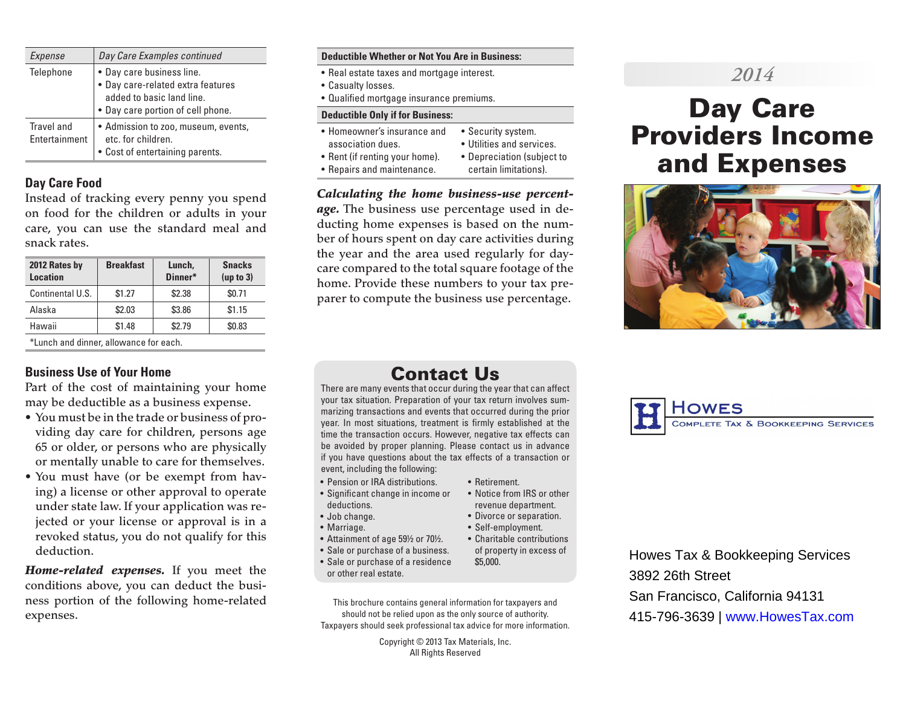| Expense | Day Care Examples continued |
|---|---|
| Telephone | • Day care business line.<br>• Day care-related extra features added to basic land line.<br>• Day care portion of cell phone. |
| Travel and Entertainment | • Admission to zoo, museum, events, etc. for children.<br>• Cost of entertaining parents. |

### Day Care Food

Instead of tracking every penny you spend on food for the children or adults in your care, you can use the standard meal and snack rates.

| 2012 Rates by Location | Breakfast | Lunch, Dinner* | Snacks (up to 3) |
|---|---|---|---|
| Continental U.S. | $1.27 | $2.38 | $0.71 |
| Alaska | $2.03 | $3.86 | $1.15 |
| Hawaii | $1.48 | $2.79 | $0.83 |

*Lunch and dinner, allowance for each.

### Business Use of Your Home

Part of the cost of maintaining your home may be deductible as a business expense.

- You must be in the trade or business of providing day care for children, persons age 65 or older, or persons who are physically or mentally unable to care for themselves.
- You must have (or be exempt from having) a license or other approval to operate under state law. If your application was rejected or your license or approval is in a revoked status, you do not qualify for this deduction.

***Home-related expenses.*** If you meet the conditions above, you can deduct the business portion of the following home-related expenses.

**Deductible Whether or Not You Are in Business:**

- Real estate taxes and mortgage interest.
- Casualty losses.
- Qualified mortgage insurance premiums.

**Deductible Only if for Business:**

- Homeowner's insurance and association dues.
- Rent (if renting your home).
- Repairs and maintenance.
- Security system.
- Utilities and services.
- Depreciation (subject to certain limitations).

***Calculating the home business-use percentage.*** The business use percentage used in deducting home expenses is based on the number of hours spent on day care activities during the year and the area used regularly for daycare compared to the total square footage of the home. Provide these numbers to your tax preparer to compute the business use percentage.

## Contact Us

There are many events that occur during the year that can affect your tax situation. Preparation of your tax return involves summarizing transactions and events that occurred during the prior year. In most situations, treatment is firmly established at the time the transaction occurs. However, negative tax effects can be avoided by proper planning. Please contact us in advance if you have questions about the tax effects of a transaction or event, including the following:

- Pension or IRA distributions.
- Significant change in income or deductions.
- Job change.
- Marriage.
- Attainment of age 59½ or 70½.
- Sale or purchase of a business.
- Sale or purchase of a residence or other real estate.
- Retirement.
- Notice from IRS or other revenue department.
- Divorce or separation.
- Self-employment.
- Charitable contributions of property in excess of $5,000.

This brochure contains general information for taxpayers and should not be relied upon as the only source of authority. Taxpayers should seek professional tax advice for more information.

Copyright © 2013 Tax Materials, Inc.
All Rights Reserved

*2014*

# Day Care Providers Income and Expenses

**Howes** Complete Tax & Bookkeeping Services

Howes Tax & Bookkeeping Services
3892 26th Street
San Francisco, California 94131
415-796-3639 | www.HowesTax.com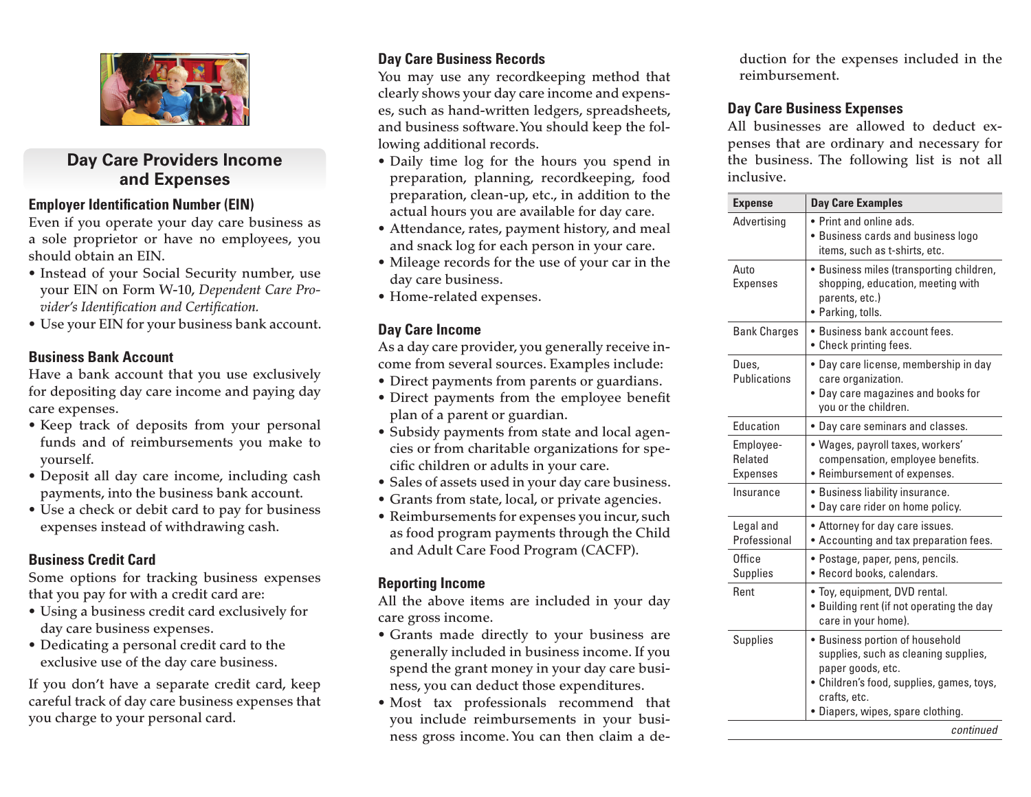## Day Care Providers Income and Expenses

### Employer Identification Number (EIN)

Even if you operate your day care business as a sole proprietor or have no employees, you should obtain an EIN.

- Instead of your Social Security number, use your EIN on Form W-10, *Dependent Care Provider's Identification and Certification.*
- Use your EIN for your business bank account.

### Business Bank Account

Have a bank account that you use exclusively for depositing day care income and paying day care expenses.

- Keep track of deposits from your personal funds and of reimbursements you make to yourself.
- Deposit all day care income, including cash payments, into the business bank account.
- Use a check or debit card to pay for business expenses instead of withdrawing cash.

### Business Credit Card

Some options for tracking business expenses that you pay for with a credit card are:

- Using a business credit card exclusively for day care business expenses.
- Dedicating a personal credit card to the exclusive use of the day care business.

If you don't have a separate credit card, keep careful track of day care business expenses that you charge to your personal card.

### Day Care Business Records

You may use any recordkeeping method that clearly shows your day care income and expenses, such as hand-written ledgers, spreadsheets, and business software. You should keep the following additional records.

- Daily time log for the hours you spend in preparation, planning, recordkeeping, food preparation, clean-up, etc., in addition to the actual hours you are available for day care.
- Attendance, rates, payment history, and meal and snack log for each person in your care.
- Mileage records for the use of your car in the day care business.
- Home-related expenses.

### Day Care Income

As a day care provider, you generally receive income from several sources. Examples include:

- Direct payments from parents or guardians.
- Direct payments from the employee benefit plan of a parent or guardian.
- Subsidy payments from state and local agencies or from charitable organizations for specific children or adults in your care.
- Sales of assets used in your day care business.
- Grants from state, local, or private agencies.
- Reimbursements for expenses you incur, such as food program payments through the Child and Adult Care Food Program (CACFP).

### Reporting Income

All the above items are included in your day care gross income.

- Grants made directly to your business are generally included in business income. If you spend the grant money in your day care business, you can deduct those expenditures.
- Most tax professionals recommend that you include reimbursements in your business gross income. You can then claim a deduction for the expenses included in the reimbursement.

### Day Care Business Expenses

All businesses are allowed to deduct expenses that are ordinary and necessary for the business. The following list is not all inclusive.

| Expense | Day Care Examples |
|---|---|
| Advertising | • Print and online ads.<br>• Business cards and business logo items, such as t-shirts, etc. |
| Auto Expenses | • Business miles (transporting children, shopping, education, meeting with parents, etc.)<br>• Parking, tolls. |
| Bank Charges | • Business bank account fees.<br>• Check printing fees. |
| Dues, Publications | • Day care license, membership in day care organization.<br>• Day care magazines and books for you or the children. |
| Education | • Day care seminars and classes. |
| Employee-Related Expenses | • Wages, payroll taxes, workers' compensation, employee benefits.<br>• Reimbursement of expenses. |
| Insurance | • Business liability insurance.<br>• Day care rider on home policy. |
| Legal and Professional | • Attorney for day care issues.<br>• Accounting and tax preparation fees. |
| Office Supplies | • Postage, paper, pens, pencils.<br>• Record books, calendars. |
| Rent | • Toy, equipment, DVD rental.<br>• Building rent (if not operating the day care in your home). |
| Supplies | • Business portion of household supplies, such as cleaning supplies, paper goods, etc.<br>• Children's food, supplies, games, toys, crafts, etc.<br>• Diapers, wipes, spare clothing. |

*continued*